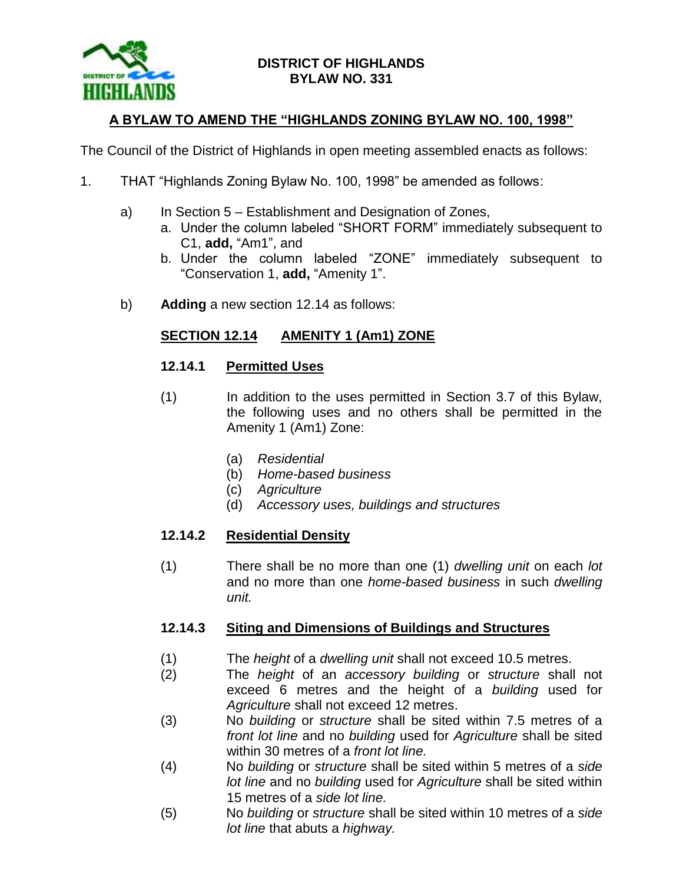**DISTRICT OF HIGHLANDS**
**BYLAW NO. 331**

## A BYLAW TO AMEND THE "HIGHLANDS ZONING BYLAW NO. 100, 1998"

The Council of the District of Highlands in open meeting assembled enacts as follows:

1. THAT "Highlands Zoning Bylaw No. 100, 1998" be amended as follows:

   a) In Section 5 – Establishment and Designation of Zones,
      a. Under the column labeled "SHORT FORM" immediately subsequent to C1, **add,** "Am1", and
      b. Under the column labeled "ZONE" immediately subsequent to "Conservation 1, **add,** "Amenity 1".

   b) **Adding** a new section 12.14 as follows:

### SECTION 12.14 AMENITY 1 (Am1) ZONE

#### 12.14.1 Permitted Uses

(1) In addition to the uses permitted in Section 3.7 of this Bylaw, the following uses and no others shall be permitted in the Amenity 1 (Am1) Zone:

  (a) *Residential*
  (b) *Home-based business*
  (c) *Agriculture*
  (d) *Accessory uses, buildings and structures*

#### 12.14.2 Residential Density

(1) There shall be no more than one (1) *dwelling unit* on each *lot* and no more than one *home-based business* in such *dwelling unit.*

#### 12.14.3 Siting and Dimensions of Buildings and Structures

(1) The *height* of a *dwelling unit* shall not exceed 10.5 metres.

(2) The *height* of an *accessory building* or *structure* shall not exceed 6 metres and the height of a *building* used for *Agriculture* shall not exceed 12 metres.

(3) No *building* or *structure* shall be sited within 7.5 metres of a *front lot line* and no *building* used for *Agriculture* shall be sited within 30 metres of a *front lot line.*

(4) No *building* or *structure* shall be sited within 5 metres of a *side lot line* and no *building* used for *Agriculture* shall be sited within 15 metres of a *side lot line.*

(5) No *building* or *structure* shall be sited within 10 metres of a *side lot line* that abuts a *highway.*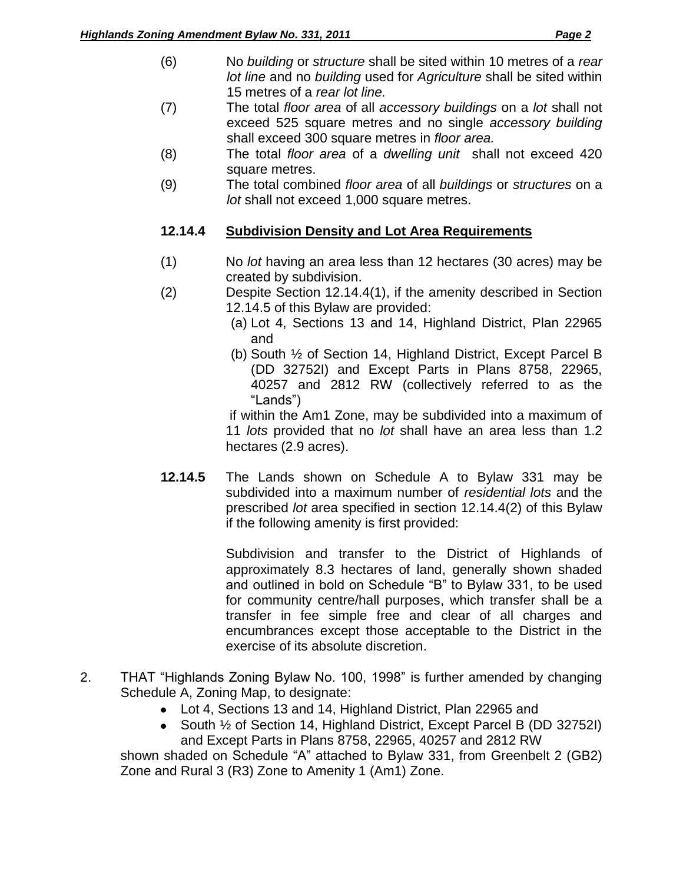(6) No *building* or *structure* shall be sited within 10 metres of a *rear lot line* and no *building* used for *Agriculture* shall be sited within 15 metres of a *rear lot line.*

(7) The total *floor area* of all *accessory buildings* on a *lot* shall not exceed 525 square metres and no single *accessory building* shall exceed 300 square metres in *floor area.*

(8) The total *floor area* of a *dwelling unit* shall not exceed 420 square metres.

(9) The total combined *floor area* of all *buildings* or *structures* on a *lot* shall not exceed 1,000 square metres.

### 12.14.4 Subdivision Density and Lot Area Requirements

(1) No *lot* having an area less than 12 hectares (30 acres) may be created by subdivision.

(2) Despite Section 12.14.4(1), if the amenity described in Section 12.14.5 of this Bylaw are provided:

- (a) Lot 4, Sections 13 and 14, Highland District, Plan 22965 and
- (b) South ½ of Section 14, Highland District, Except Parcel B (DD 32752I) and Except Parts in Plans 8758, 22965, 40257 and 2812 RW (collectively referred to as the "Lands")

if within the Am1 Zone, may be subdivided into a maximum of 11 *lots* provided that no *lot* shall have an area less than 1.2 hectares (2.9 acres).

**12.14.5** The Lands shown on Schedule A to Bylaw 331 may be subdivided into a maximum number of *residential lots* and the prescribed *lot* area specified in section 12.14.4(2) of this Bylaw if the following amenity is first provided:

Subdivision and transfer to the District of Highlands of approximately 8.3 hectares of land, generally shown shaded and outlined in bold on Schedule "B" to Bylaw 331, to be used for community centre/hall purposes, which transfer shall be a transfer in fee simple free and clear of all charges and encumbrances except those acceptable to the District in the exercise of its absolute discretion.

2. THAT "Highlands Zoning Bylaw No. 100, 1998" is further amended by changing Schedule A, Zoning Map, to designate:
   - Lot 4, Sections 13 and 14, Highland District, Plan 22965 and
   - South ½ of Section 14, Highland District, Except Parcel B (DD 32752I) and Except Parts in Plans 8758, 22965, 40257 and 2812 RW

   shown shaded on Schedule "A" attached to Bylaw 331, from Greenbelt 2 (GB2) Zone and Rural 3 (R3) Zone to Amenity 1 (Am1) Zone.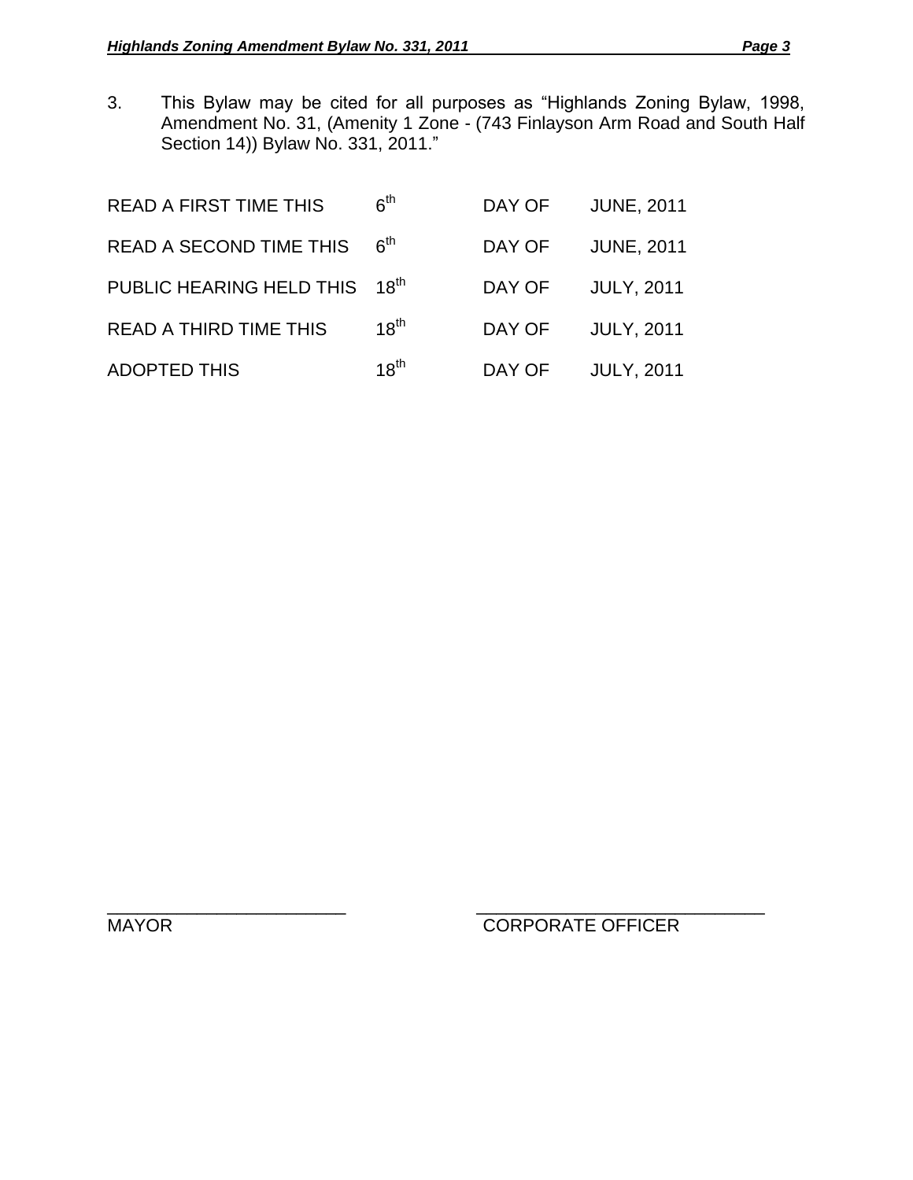3. This Bylaw may be cited for all purposes as "Highlands Zoning Bylaw, 1998, Amendment No. 31, (Amenity 1 Zone - (743 Finlayson Arm Road and South Half Section 14)) Bylaw No. 331, 2011."

| | | | |
|---|---|---|---|
| READ A FIRST TIME THIS | 6th | DAY OF | JUNE, 2011 |
| READ A SECOND TIME THIS | 6th | DAY OF | JUNE, 2011 |
| PUBLIC HEARING HELD THIS | 18th | DAY OF | JULY, 2011 |
| READ A THIRD TIME THIS | 18th | DAY OF | JULY, 2011 |
| ADOPTED THIS | 18th | DAY OF | JULY, 2011 |

_________________________ MAYOR

_________________________ CORPORATE OFFICER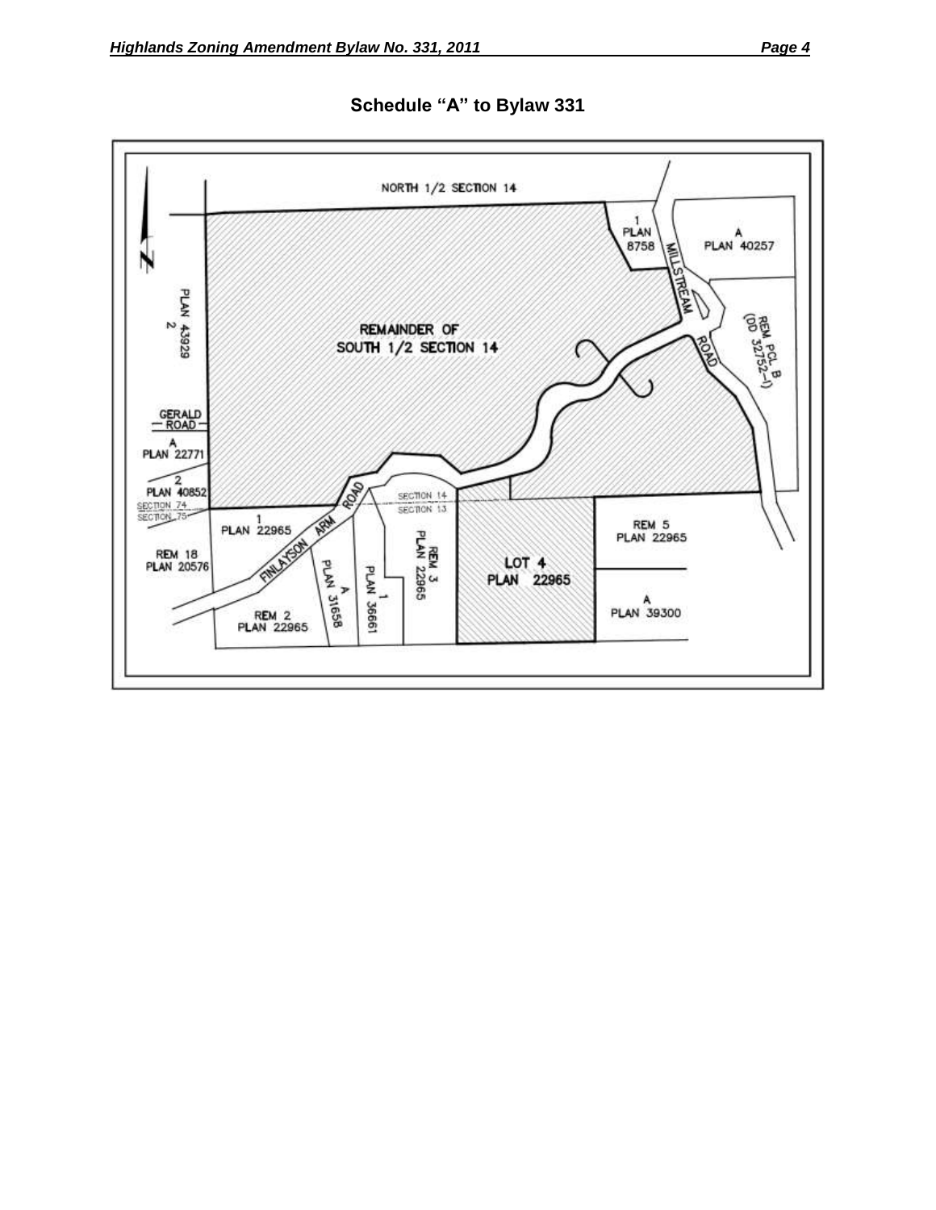## Schedule "A" to Bylaw 331

NORTH 1/2 SECTION 14

1
PLAN
8758

A
PLAN 40257

MILLSTREAM ROAD

REM PCL B
(DD 32752-I)

PLAN 43929
2

REMAINDER OF
SOUTH 1/2 SECTION 14

GERALD
ROAD

A
PLAN 22771

2
PLAN 40852

SECTION 74
SECTION 75

SECTION 14
SECTION 13

FINLAYSON ARM ROAD

1
PLAN 22965

REM 18
PLAN 20576

A
PLAN 31658

1
PLAN 36661

REM 3
PLAN 22965

LOT 4
PLAN 22965

REM 5
PLAN 22965

A
PLAN 39300

REM 2
PLAN 22965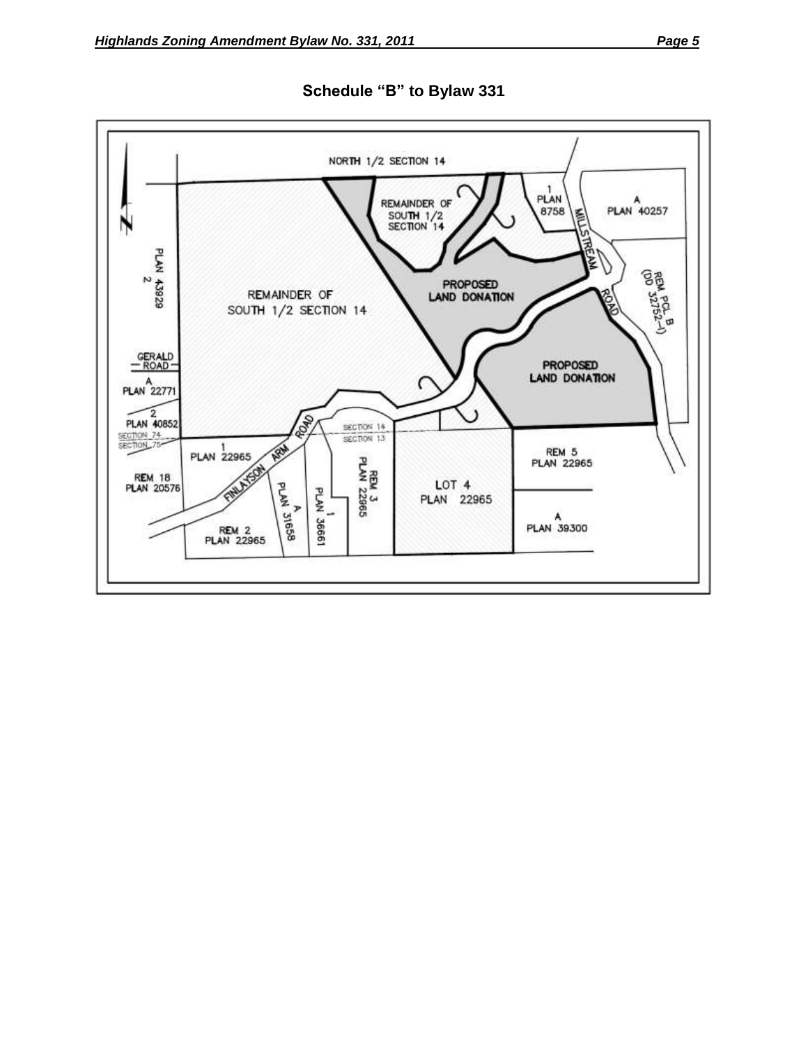## Schedule "B" to Bylaw 331

NORTH 1/2 SECTION 14

REMAINDER OF SOUTH 1/2 SECTION 14

REMAINDER OF SOUTH 1/2 SECTION 14

PROPOSED LAND DONATION

PROPOSED LAND DONATION

1 PLAN 8758

A PLAN 40257

MILLSTREAM ROAD

REM PCL B (DD 32752-I)

PLAN 43929 2

GERALD ROAD

A PLAN 22771

2 PLAN 40852

SECTION 74

SECTION 75

1 PLAN 22965

FINLAYSON ARM ROAD

SECTION 14

SECTION 13

REM 18 PLAN 20576

A PLAN 31658

1 PLAN 36661

REM 3 PLAN 22965

LOT 4 PLAN 22965

REM 5 PLAN 22965

A PLAN 39300

REM 2 PLAN 22965